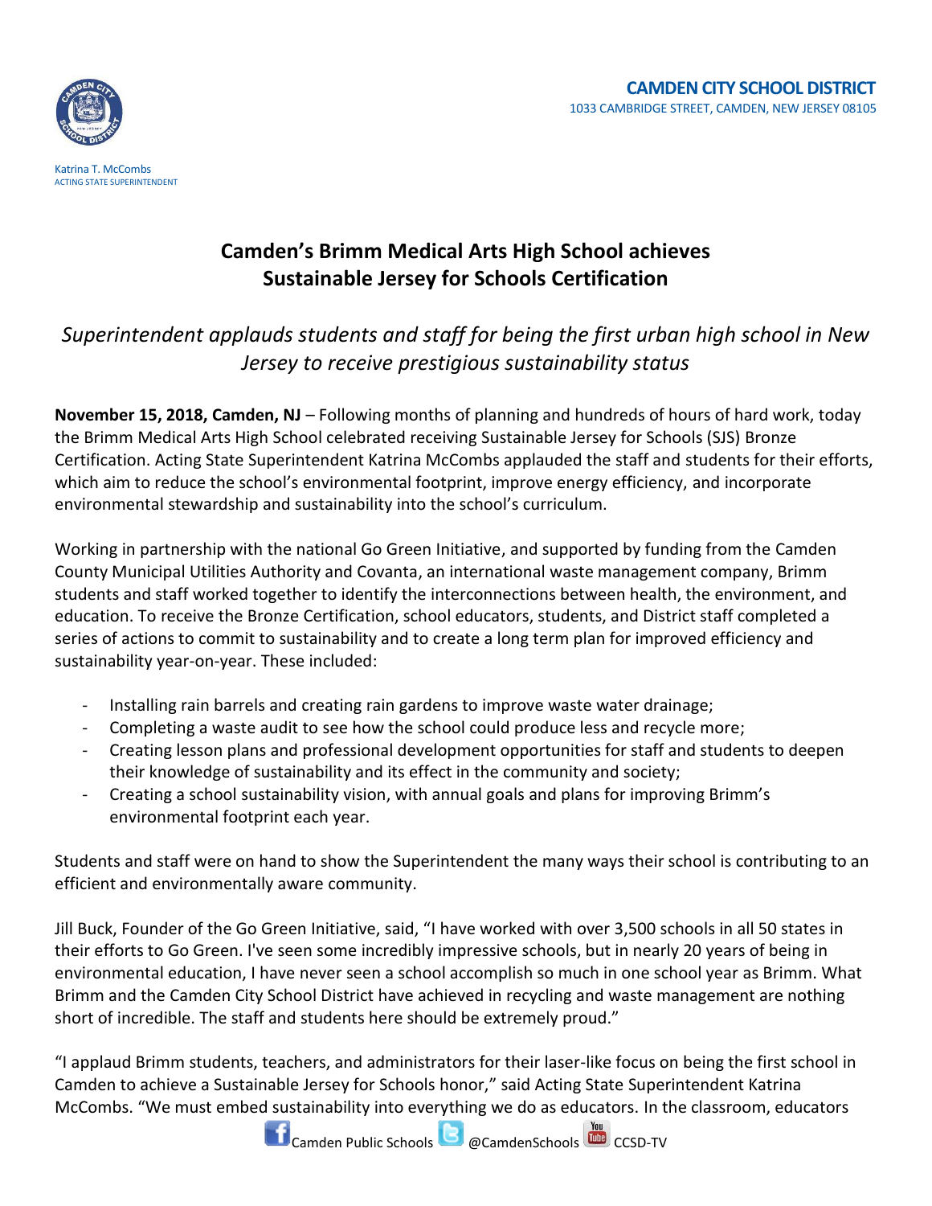**CAMDEN CITY SCHOOL DISTRICT**
1033 CAMBRIDGE STREET, CAMDEN, NEW JERSEY 08105

Katrina T. McCombs
ACTING STATE SUPERINTENDENT

# Camden's Brimm Medical Arts High School achieves Sustainable Jersey for Schools Certification

*Superintendent applauds students and staff for being the first urban high school in New Jersey to receive prestigious sustainability status*

**November 15, 2018, Camden, NJ** – Following months of planning and hundreds of hours of hard work, today the Brimm Medical Arts High School celebrated receiving Sustainable Jersey for Schools (SJS) Bronze Certification. Acting State Superintendent Katrina McCombs applauded the staff and students for their efforts, which aim to reduce the school's environmental footprint, improve energy efficiency, and incorporate environmental stewardship and sustainability into the school's curriculum.

Working in partnership with the national Go Green Initiative, and supported by funding from the Camden County Municipal Utilities Authority and Covanta, an international waste management company, Brimm students and staff worked together to identify the interconnections between health, the environment, and education. To receive the Bronze Certification, school educators, students, and District staff completed a series of actions to commit to sustainability and to create a long term plan for improved efficiency and sustainability year-on-year. These included:

- Installing rain barrels and creating rain gardens to improve waste water drainage;
- Completing a waste audit to see how the school could produce less and recycle more;
- Creating lesson plans and professional development opportunities for staff and students to deepen their knowledge of sustainability and its effect in the community and society;
- Creating a school sustainability vision, with annual goals and plans for improving Brimm's environmental footprint each year.

Students and staff were on hand to show the Superintendent the many ways their school is contributing to an efficient and environmentally aware community.

Jill Buck, Founder of the Go Green Initiative, said, "I have worked with over 3,500 schools in all 50 states in their efforts to Go Green. I've seen some incredibly impressive schools, but in nearly 20 years of being in environmental education, I have never seen a school accomplish so much in one school year as Brimm. What Brimm and the Camden City School District have achieved in recycling and waste management are nothing short of incredible. The staff and students here should be extremely proud."

"I applaud Brimm students, teachers, and administrators for their laser-like focus on being the first school in Camden to achieve a Sustainable Jersey for Schools honor," said Acting State Superintendent Katrina McCombs. "We must embed sustainability into everything we do as educators. In the classroom, educators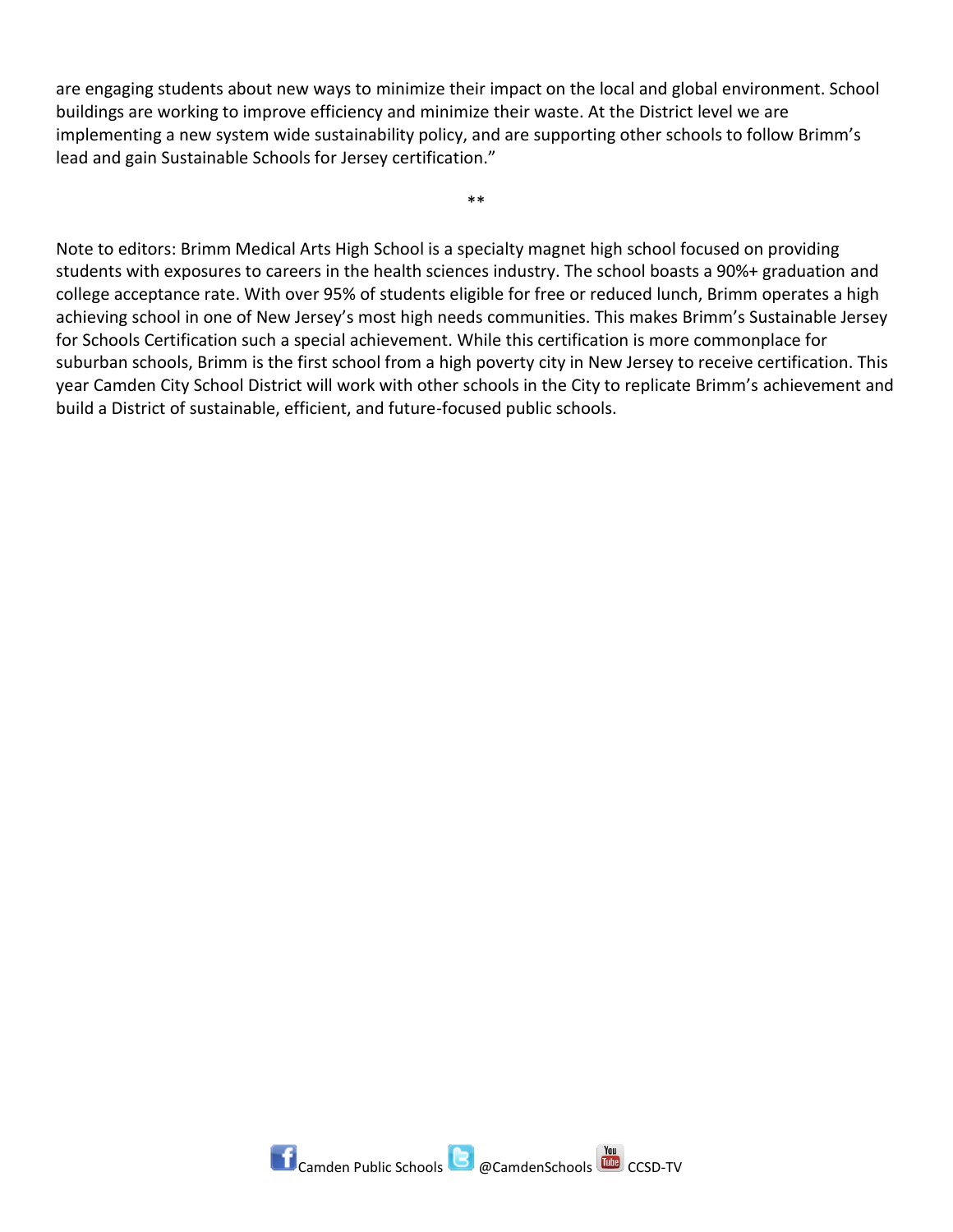are engaging students about new ways to minimize their impact on the local and global environment. School buildings are working to improve efficiency and minimize their waste. At the District level we are implementing a new system wide sustainability policy, and are supporting other schools to follow Brimm's lead and gain Sustainable Schools for Jersey certification."

**

Note to editors: Brimm Medical Arts High School is a specialty magnet high school focused on providing students with exposures to careers in the health sciences industry. The school boasts a 90%+ graduation and college acceptance rate. With over 95% of students eligible for free or reduced lunch, Brimm operates a high achieving school in one of New Jersey's most high needs communities. This makes Brimm's Sustainable Jersey for Schools Certification such a special achievement. While this certification is more commonplace for suburban schools, Brimm is the first school from a high poverty city in New Jersey to receive certification. This year Camden City School District will work with other schools in the City to replicate Brimm's achievement and build a District of sustainable, efficient, and future-focused public schools.

Camden Public Schools @CamdenSchools CCSD-TV